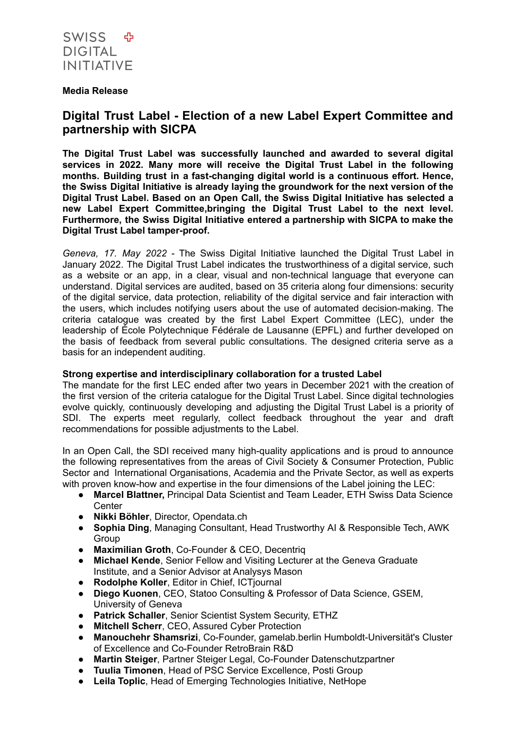SWISS DIGITAL INITIATIVE

**Media Release**

# Digital Trust Label - Election of a new Label Expert Committee and partnership with SICPA

**The Digital Trust Label was successfully launched and awarded to several digital services in 2022. Many more will receive the Digital Trust Label in the following months. Building trust in a fast-changing digital world is a continuous effort. Hence, the Swiss Digital Initiative is already laying the groundwork for the next version of the Digital Trust Label. Based on an Open Call, the Swiss Digital Initiative has selected a new Label Expert Committee,bringing the Digital Trust Label to the next level. Furthermore, the Swiss Digital Initiative entered a partnership with SICPA to make the Digital Trust Label tamper-proof.**

*Geneva, 17. May 2022* - The Swiss Digital Initiative launched the Digital Trust Label in January 2022. The Digital Trust Label indicates the trustworthiness of a digital service, such as a website or an app, in a clear, visual and non-technical language that everyone can understand. Digital services are audited, based on 35 criteria along four dimensions: security of the digital service, data protection, reliability of the digital service and fair interaction with the users, which includes notifying users about the use of automated decision-making. The criteria catalogue was created by the first Label Expert Committee (LEC), under the leadership of École Polytechnique Fédérale de Lausanne (EPFL) and further developed on the basis of feedback from several public consultations. The designed criteria serve as a basis for an independent auditing.

### Strong expertise and interdisciplinary collaboration for a trusted Label

The mandate for the first LEC ended after two years in December 2021 with the creation of the first version of the criteria catalogue for the Digital Trust Label. Since digital technologies evolve quickly, continuously developing and adjusting the Digital Trust Label is a priority of SDI. The experts meet regularly, collect feedback throughout the year and draft recommendations for possible adjustments to the Label.

In an Open Call, the SDI received many high-quality applications and is proud to announce the following representatives from the areas of Civil Society & Consumer Protection, Public Sector and International Organisations, Academia and the Private Sector, as well as experts with proven know-how and expertise in the four dimensions of the Label joining the LEC:

- **Marcel Blattner,** Principal Data Scientist and Team Leader, ETH Swiss Data Science Center
- **Nikki Böhler**, Director, Opendata.ch
- **Sophia Ding**, Managing Consultant, Head Trustworthy AI & Responsible Tech, AWK Group
- **Maximilian Groth**, Co-Founder & CEO, Decentriq
- **Michael Kende**, Senior Fellow and Visiting Lecturer at the Geneva Graduate Institute, and a Senior Advisor at Analysys Mason
- **Rodolphe Koller**, Editor in Chief, ICTjournal
- **Diego Kuonen**, CEO, Statoo Consulting & Professor of Data Science, GSEM, University of Geneva
- **Patrick Schaller**, Senior Scientist System Security, ETHZ
- **Mitchell Scherr**, CEO, Assured Cyber Protection
- **Manouchehr Shamsrizi**, Co-Founder, gamelab.berlin Humboldt-Universität's Cluster of Excellence and Co-Founder RetroBrain R&D
- **Martin Steiger**, Partner Steiger Legal, Co-Founder Datenschutzpartner
- **Tuulia Timonen**, Head of PSC Service Excellence, Posti Group
- **Leila Toplic**, Head of Emerging Technologies Initiative, NetHope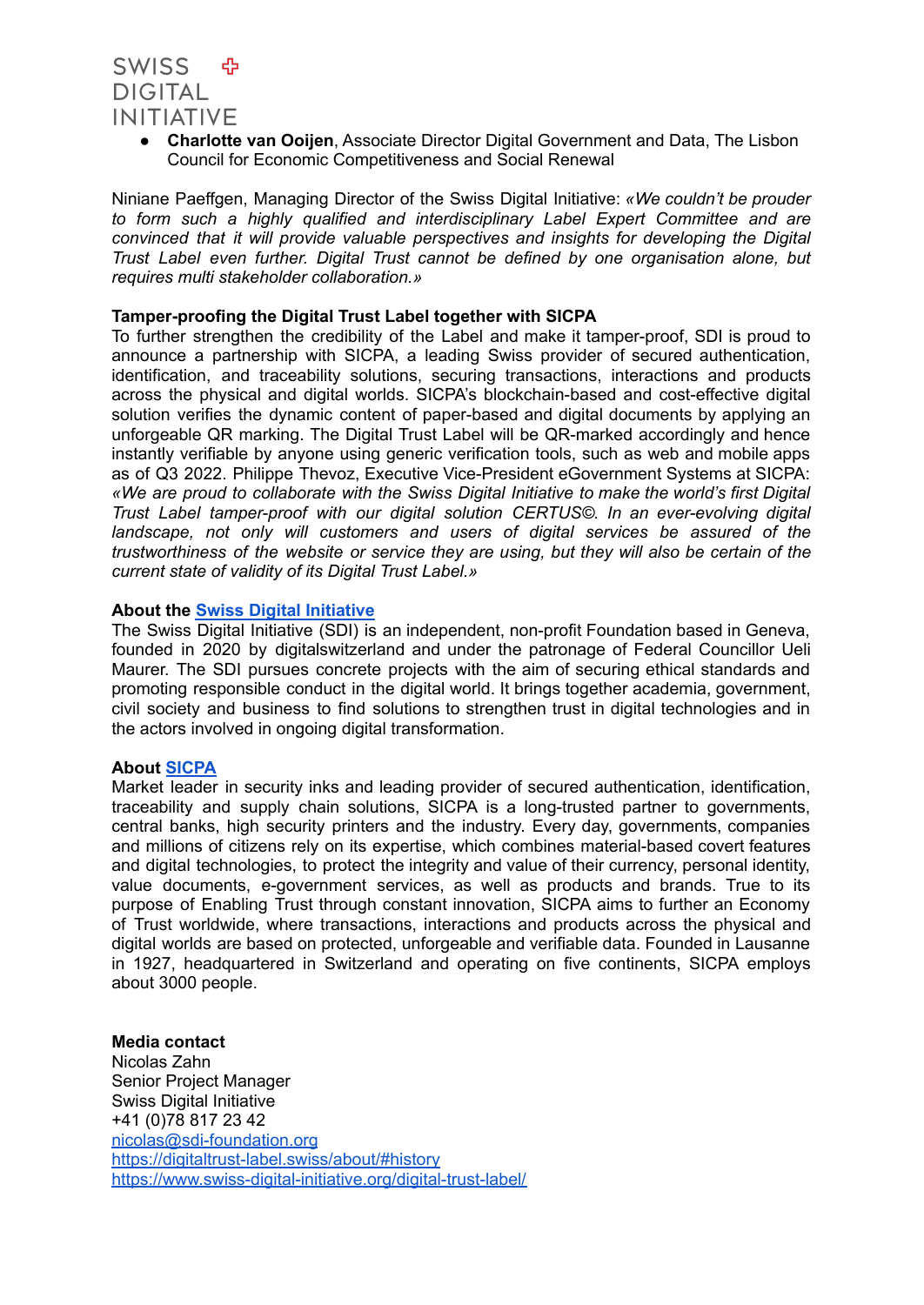- **Charlotte van Ooijen**, Associate Director Digital Government and Data, The Lisbon Council for Economic Competitiveness and Social Renewal

Niniane Paeffgen, Managing Director of the Swiss Digital Initiative: *«We couldn't be prouder to form such a highly qualified and interdisciplinary Label Expert Committee and are convinced that it will provide valuable perspectives and insights for developing the Digital Trust Label even further. Digital Trust cannot be defined by one organisation alone, but requires multi stakeholder collaboration.»*

**Tamper-proofing the Digital Trust Label together with SICPA**

To further strengthen the credibility of the Label and make it tamper-proof, SDI is proud to announce a partnership with SICPA, a leading Swiss provider of secured authentication, identification, and traceability solutions, securing transactions, interactions and products across the physical and digital worlds. SICPA's blockchain-based and cost-effective digital solution verifies the dynamic content of paper-based and digital documents by applying an unforgeable QR marking. The Digital Trust Label will be QR-marked accordingly and hence instantly verifiable by anyone using generic verification tools, such as web and mobile apps as of Q3 2022. Philippe Thevoz, Executive Vice-President eGovernment Systems at SICPA: *«We are proud to collaborate with the Swiss Digital Initiative to make the world's first Digital Trust Label tamper-proof with our digital solution CERTUS©. In an ever-evolving digital landscape, not only will customers and users of digital services be assured of the trustworthiness of the website or service they are using, but they will also be certain of the current state of validity of its Digital Trust Label.»*

**About the [Swiss Digital Initiative](https://www.swiss-digital-initiative.org)**

The Swiss Digital Initiative (SDI) is an independent, non-profit Foundation based in Geneva, founded in 2020 by digitalswitzerland and under the patronage of Federal Councillor Ueli Maurer. The SDI pursues concrete projects with the aim of securing ethical standards and promoting responsible conduct in the digital world. It brings together academia, government, civil society and business to find solutions to strengthen trust in digital technologies and in the actors involved in ongoing digital transformation.

**About [SICPA](https://www.sicpa.com)**

Market leader in security inks and leading provider of secured authentication, identification, traceability and supply chain solutions, SICPA is a long-trusted partner to governments, central banks, high security printers and the industry. Every day, governments, companies and millions of citizens rely on its expertise, which combines material-based covert features and digital technologies, to protect the integrity and value of their currency, personal identity, value documents, e-government services, as well as products and brands. True to its purpose of Enabling Trust through constant innovation, SICPA aims to further an Economy of Trust worldwide, where transactions, interactions and products across the physical and digital worlds are based on protected, unforgeable and verifiable data. Founded in Lausanne in 1927, headquartered in Switzerland and operating on five continents, SICPA employs about 3000 people.

**Media contact**

Nicolas Zahn
Senior Project Manager
Swiss Digital Initiative
+41 (0)78 817 23 42
[nicolas@sdi-foundation.org](mailto:nicolas@sdi-foundation.org)
[https://digitaltrust-label.swiss/about/#history](https://digitaltrust-label.swiss/about/#history)
[https://www.swiss-digital-initiative.org/digital-trust-label/](https://www.swiss-digital-initiative.org/digital-trust-label/)